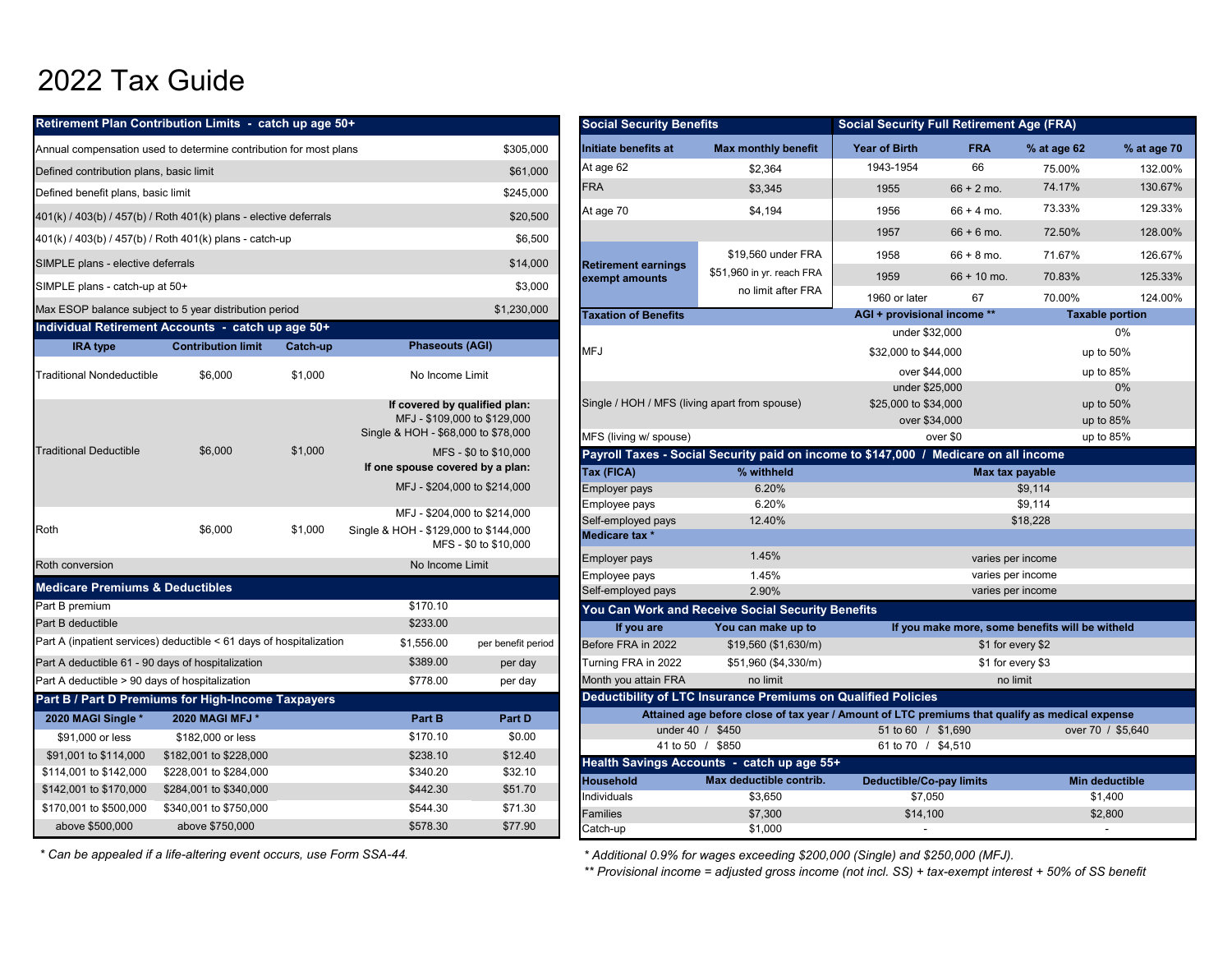# 2022 Tax Guide

## Retirement Plan Contribution Limits - catch up age 50+

| Item | Amount |
|---|---|
| Annual compensation used to determine contribution for most plans | $305,000 |
| Defined contribution plans, basic limit | $61,000 |
| Defined benefit plans, basic limit | $245,000 |
| 401(k) / 403(b) / 457(b) / Roth 401(k) plans - elective deferrals | $20,500 |
| 401(k) / 403(b) / 457(b) / Roth 401(k) plans - catch-up | $6,500 |
| SIMPLE plans - elective deferrals | $14,000 |
| SIMPLE plans - catch-up at 50+ | $3,000 |
| Max ESOP balance subject to 5 year distribution period | $1,230,000 |

## Individual Retirement Accounts - catch up age 50+

| IRA type | Contribution limit | Catch-up | Phaseouts (AGI) |
|---|---|---|---|
| Traditional Nondeductible | $6,000 | $1,000 | No Income Limit |
| Traditional Deductible | $6,000 | $1,000 | **If covered by qualified plan:** MFJ - $109,000 to $129,000; Single & HOH - $68,000 to $78,000; MFS - $0 to $10,000; **If one spouse covered by a plan:** MFJ - $204,000 to $214,000 |
| Roth | $6,000 | $1,000 | MFJ - $204,000 to $214,000; Single & HOH - $129,000 to $144,000; MFS - $0 to $10,000 |
| Roth conversion | | | No Income Limit |

## Medicare Premiums & Deductibles

| Item | Amount | |
|---|---|---|
| Part B premium | $170.10 | |
| Part B deductible | $233.00 | |
| Part A (inpatient services) deductible < 61 days of hospitalization | $1,556.00 | per benefit period |
| Part A deductible 61 - 90 days of hospitalization | $389.00 | per day |
| Part A deductible > 90 days of hospitalization | $778.00 | per day |

## Part B / Part D Premiums for High-Income Taxpayers

| 2020 MAGI Single * | 2020 MAGI MFJ * | Part B | Part D |
|---|---|---|---|
| $91,000 or less | $182,000 or less | $170.10 | $0.00 |
| $91,001 to $114,000 | $182,001 to $228,000 | $238.10 | $12.40 |
| $114,001 to $142,000 | $228,001 to $284,000 | $340.20 | $32.10 |
| $142,001 to $170,000 | $284,001 to $340,000 | $442.30 | $51.70 |
| $170,001 to $500,000 | $340,001 to $750,000 | $544.30 | $71.30 |
| above $500,000 | above $750,000 | $578.30 | $77.90 |

*\* Can be appealed if a life-altering event occurs, use Form SSA-44.*

## Social Security Benefits

| Initiate benefits at | Max monthly benefit |
|---|---|
| At age 62 | $2,364 |
| FRA | $3,345 |
| At age 70 | $4,194 |
| Retirement earnings exempt amounts | $19,560 under FRA; $51,960 in yr. reach FRA; no limit after FRA |

## Social Security Full Retirement Age (FRA)

| Year of Birth | FRA | % at age 62 | % at age 70 |
|---|---|---|---|
| 1943-1954 | 66 | 75.00% | 132.00% |
| 1955 | 66 + 2 mo. | 74.17% | 130.67% |
| 1956 | 66 + 4 mo. | 73.33% | 129.33% |
| 1957 | 66 + 6 mo. | 72.50% | 128.00% |
| 1958 | 66 + 8 mo. | 71.67% | 126.67% |
| 1959 | 66 + 10 mo. | 70.83% | 125.33% |
| 1960 or later | 67 | 70.00% | 124.00% |

## Taxation of Benefits

| Filing status | AGI + provisional income ** | Taxable portion |
|---|---|---|
| MFJ | under $32,000 | 0% |
| | $32,000 to $44,000 | up to 50% |
| | over $44,000 | up to 85% |
| Single / HOH / MFS (living apart from spouse) | under $25,000 | 0% |
| | $25,000 to $34,000 | up to 50% |
| | over $34,000 | up to 85% |
| MFS (living w/ spouse) | over $0 | up to 85% |

## Payroll Taxes - Social Security paid on income to $147,000 / Medicare on all income

| Tax (FICA) | % withheld | Max tax payable |
|---|---|---|
| Employer pays | 6.20% | $9,114 |
| Employee pays | 6.20% | $9,114 |
| Self-employed pays | 12.40% | $18,228 |
| **Medicare tax *** | | |
| Employer pays | 1.45% | varies per income |
| Employee pays | 1.45% | varies per income |
| Self-employed pays | 2.90% | varies per income |

## You Can Work and Receive Social Security Benefits

| If you are | You can make up to | If you make more, some benefits will be witheld |
|---|---|---|
| Before FRA in 2022 | $19,560 ($1,630/m) | $1 for every $2 |
| Turning FRA in 2022 | $51,960 ($4,330/m) | $1 for every $3 |
| Month you attain FRA | no limit | no limit |

## Deductibility of LTC Insurance Premiums on Qualified Policies

Attained age before close of tax year / Amount of LTC premiums that qualify as medical expense

| | | |
|---|---|---|
| under 40 / $450 | 51 to 60 / $1,690 | over 70 / $5,640 |
| 41 to 50 / $850 | 61 to 70 / $4,510 | |

## Health Savings Accounts - catch up age 55+

| Household | Max deductible contrib. | Deductible/Co-pay limits | Min deductible |
|---|---|---|---|
| Individuals | $3,650 | $7,050 | $1,400 |
| Families | $7,300 | $14,100 | $2,800 |
| Catch-up | $1,000 | - | - |

*\* Additional 0.9% for wages exceeding $200,000 (Single) and $250,000 (MFJ).*

*\*\* Provisional income = adjusted gross income (not incl. SS) + tax-exempt interest + 50% of SS benefit*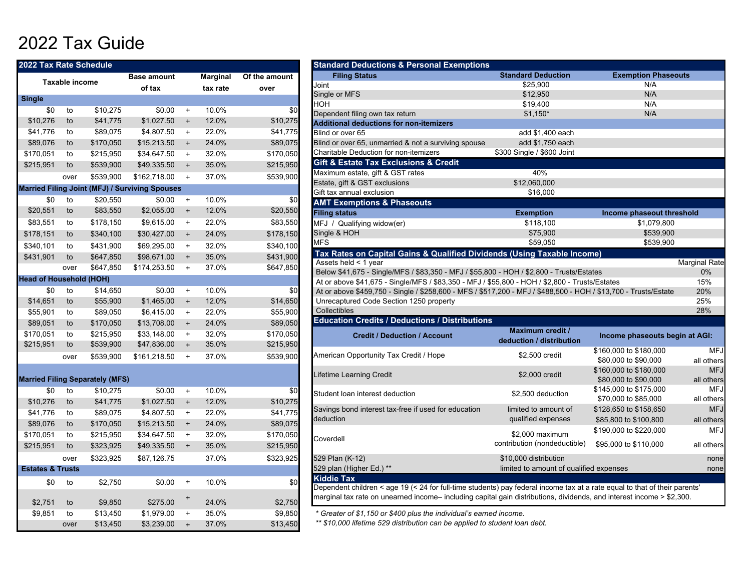# 2022 Tax Guide

## 2022 Tax Rate Schedule

| Taxable income | | | Base amount of tax | | Marginal tax rate | Of the amount over |
|---|---|---|---|---|---|---|
| **Single** | | | | | | |
| $0 | to | $10,275 | $0.00 | + | 10.0% | $0 |
| $10,276 | to | $41,775 | $1,027.50 | + | 12.0% | $10,275 |
| $41,776 | to | $89,075 | $4,807.50 | + | 22.0% | $41,775 |
| $89,076 | to | $170,050 | $15,213.50 | + | 24.0% | $89,075 |
| $170,051 | to | $215,950 | $34,647.50 | + | 32.0% | $170,050 |
| $215,951 | to | $539,900 | $49,335.50 | + | 35.0% | $215,950 |
| | over | $539,900 | $162,718.00 | + | 37.0% | $539,900 |
| **Married Filing Joint (MFJ) / Surviving Spouses** | | | | | | |
| $0 | to | $20,550 | $0.00 | + | 10.0% | $0 |
| $20,551 | to | $83,550 | $2,055.00 | + | 12.0% | $20,550 |
| $83,551 | to | $178,150 | $9,615.00 | + | 22.0% | $83,550 |
| $178,151 | to | $340,100 | $30,427.00 | + | 24.0% | $178,150 |
| $340,101 | to | $431,900 | $69,295.00 | + | 32.0% | $340,100 |
| $431,901 | to | $647,850 | $98,671.00 | + | 35.0% | $431,900 |
| | over | $647,850 | $174,253.50 | + | 37.0% | $647,850 |
| **Head of Household (HOH)** | | | | | | |
| $0 | to | $14,650 | $0.00 | + | 10.0% | $0 |
| $14,651 | to | $55,900 | $1,465.00 | + | 12.0% | $14,650 |
| $55,901 | to | $89,050 | $6,415.00 | + | 22.0% | $55,900 |
| $89,051 | to | $170,050 | $13,708.00 | + | 24.0% | $89,050 |
| $170,051 | to | $215,950 | $33,148.00 | + | 32.0% | $170,050 |
| $215,951 | to | $539,900 | $47,836.00 | + | 35.0% | $215,950 |
| | over | $539,900 | $161,218.50 | + | 37.0% | $539,900 |
| **Married Filing Separately (MFS)** | | | | | | |
| $0 | to | $10,275 | $0.00 | + | 10.0% | $0 |
| $10,276 | to | $41,775 | $1,027.50 | + | 12.0% | $10,275 |
| $41,776 | to | $89,075 | $4,807.50 | + | 22.0% | $41,775 |
| $89,076 | to | $170,050 | $15,213.50 | + | 24.0% | $89,075 |
| $170,051 | to | $215,950 | $34,647.50 | + | 32.0% | $170,050 |
| $215,951 | to | $323,925 | $49,335.50 | + | 35.0% | $215,950 |
| | over | $323,925 | $87,126.75 | | 37.0% | $323,925 |
| **Estates & Trusts** | | | | | | |
| $0 | to | $2,750 | $0.00 | + | 10.0% | $0 |
| $2,751 | to | $9,850 | $275.00 | + | 24.0% | $2,750 |
| $9,851 | to | $13,450 | $1,979.00 | + | 35.0% | $9,850 |
| | over | $13,450 | $3,239.00 | + | 37.0% | $13,450 |

## Standard Deductions & Personal Exemptions

| Filing Status | Standard Deduction | Exemption Phaseouts |
|---|---|---|
| Joint | $25,900 | N/A |
| Single or MFS | $12,950 | N/A |
| HOH | $19,400 | N/A |
| Dependent filing own tax return | $1,150* | N/A |
| **Additional deductions for non-itemizers** | | |
| Blind or over 65 | add $1,400 each | |
| Blind or over 65, unmarried & not a surviving spouse | add $1,750 each | |
| Charitable Deduction for non-itemizers | $300 Single / $600 Joint | |

## Gift & Estate Tax Exclusions & Credit

| | |
|---|---|
| Maximum estate, gift & GST rates | 40% |
| Estate, gift & GST exclusions | $12,060,000 |
| Gift tax annual exclusion | $16,000 |

## AMT Exemptions & Phaseouts

| Filing status | Exemption | Income phaseout threshold |
|---|---|---|
| MFJ / Qualifying widow(er) | $118,100 | $1,079,800 |
| Single & HOH | $75,900 | $539,900 |
| MFS | $59,050 | $539,900 |

## Tax Rates on Capital Gains & Qualified Dividends (Using Taxable Income)

| | |
|---|---|
| Assets held < 1 year | Marginal Rate |
| Below $41,675 - Single/MFS / $83,350 - MFJ / $55,800 - HOH / $2,800 - Trusts/Estates | 0% |
| At or above $41,675 - Single/MFS / $83,350 - MFJ / $55,800 - HOH / $2,800 - Trusts/Estates | 15% |
| At or above $459,750 - Single / $258,600 - MFS / $517,200 - MFJ / $488,500 - HOH / $13,700 - Trusts/Estate | 20% |
| Unrecaptured Code Section 1250 property | 25% |
| Collectibles | 28% |

## Education Credits / Deductions / Distributions

| Credit / Deduction / Account | Maximum credit / deduction / distribution | Income phaseouts begin at AGI: | |
|---|---|---|---|
| American Opportunity Tax Credit / Hope | $2,500 credit | $160,000 to $180,000 | MFJ |
| | | $80,000 to $90,000 | all others |
| Lifetime Learning Credit | $2,000 credit | $160,000 to $180,000 | MFJ |
| | | $80,000 to $90,000 | all others |
| Student loan interest deduction | $2,500 deduction | $145,000 to $175,000 | MFJ |
| | | $70,000 to $85,000 | all others |
| Savings bond interest tax-free if used for education deduction | limited to amount of qualified expenses | $128,650 to $158,650 | MFJ |
| | | $85,800 to $100,800 | all others |
| Coverdell | $2,000 maximum contribution (nondeductible) | $190,000 to $220,000 | MFJ |
| | | $95,000 to $110,000 | all others |
| 529 Plan (K-12) | $10,000 distribution | | none |
| 529 plan (Higher Ed.) ** | limited to amount of qualified expenses | | none |

## Kiddie Tax

Dependent children < age 19 (< 24 for full-time students) pay federal income tax at a rate equal to that of their parents' marginal tax rate on unearned income– including capital gain distributions, dividends, and interest income > $2,300.

*\* Greater of $1,150 or $400 plus the individual's earned income.*

*\*\* $10,000 lifetime 529 distribution can be applied to student loan debt.*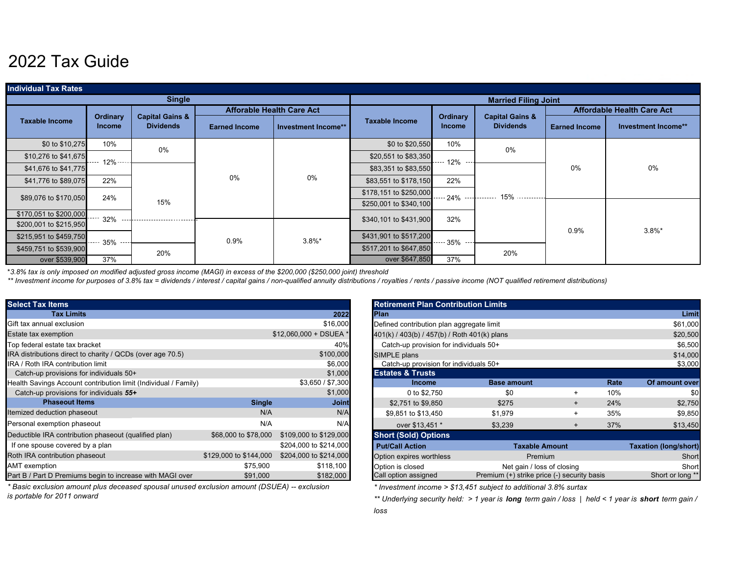# 2022 Tax Guide

## Individual Tax Rates

| Single | | | | | Married Filing Joint | | | | |
|---|---|---|---|---|---|---|---|---|---|
| | | | Afforable Health Care Act | | | | | Affordable Health Care Act | |
| Taxable Income | Ordinary Income | Capital Gains & Dividends | Earned Income | Investment Income** | Taxable Income | Ordinary Income | Capital Gains & Dividends | Earned Income | Investment Income** |
| $0 to $10,275 | 10% | 0% | 0% | 0% | $0 to $20,550 | 10% | 0% | 0% | 0% |
| $10,276 to $41,675 | 12% | 0% | 0% | 0% | $20,551 to $83,350 | 12% | 0% | 0% | 0% |
| $41,676 to $41,775 | 12% | 15% | 0% | 0% | $83,351 to $83,550 | 12% | 15% | 0% | 0% |
| $41,776 to $89,075 | 22% | 15% | 0% | 0% | $83,551 to $178,150 | 22% | 15% | 0% | 0% |
| $89,076 to $170,050 | 24% | 15% | 0% | 0% | $178,151 to $250,000 | 24% | 15% | 0% | 0% |
| $170,051 to $200,000 | 32% | 15% | 0% | 0% | $250,001 to $340,100 | 24% | 15% | 0.9% | 3.8%* |
| $200,001 to $215,950 | 32% | 15% | 0.9% | 3.8%* | $340,101 to $431,900 | 32% | 15% | 0.9% | 3.8%* |
| $215,951 to $459,750 | 35% | 15% | 0.9% | 3.8%* | $431,901 to $517,200 | 35% | 15% | 0.9% | 3.8%* |
| $459,751 to $539,900 | 35% | 20% | 0.9% | 3.8%* | $517,201 to $647,850 | 35% | 20% | 0.9% | 3.8%* |
| over $539,900 | 37% | 20% | 0.9% | 3.8%* | over $647,850 | 37% | 20% | 0.9% | 3.8%* |

*3.8% tax is only imposed on modified adjusted gross income (MAGI) in excess of the $200,000 ($250,000 joint) threshold

** Investment income for purposes of 3.8% tax = dividends / interest / capital gains / non-qualified annuity distributions / royalties / rents / passive income (NOT qualified retirement distributions)

## Select Tax Items

| Tax Limits | | 2022 |
|---|---|---|
| Gift tax annual exclusion | | $16,000 |
| Estate tax exemption | | $12,060,000 + DSUEA * |
| Top federal estate tax bracket | | 40% |
| IRA distributions direct to charity / QCDs (over age 70.5) | | $100,000 |
| IRA / Roth IRA contribution limit | | $6,000 |
| Catch-up provisions for individuals 50+ | | $1,000 |
| Health Savings Account contribution limit (Individual / Family) | | $3,650 / $7,300 |
| Catch-up provisions for individuals ***55+*** | | $1,000 |
| **Phaseout Items** | **Single** | **Joint** |
| Itemized deduction phaseout | N/A | N/A |
| Personal exemption phaseout | N/A | N/A |
| Deductible IRA contribution phaseout (qualified plan) | $68,000 to $78,000 | $109,000 to $129,000 |
| If one spouse covered by a plan | | $204,000 to $214,000 |
| Roth IRA contribution phaseout | $129,000 to $144,000 | $204,000 to $214,000 |
| AMT exemption | $75,900 | $118,100 |
| Part B / Part D Premiums begin to increase with MAGI over | $91,000 | $182,000 |

*\* Basic exclusion amount plus deceased spousal unused exclusion amount (DSUEA) -- exclusion is portable for 2011 onward*

## Retirement Plan Contribution Limits

| Plan | Limit |
|---|---|
| Defined contribution plan aggregate limit | $61,000 |
| 401(k) / 403(b) / 457(b) / Roth 401(k) plans | $20,500 |
| Catch-up provision for individuals 50+ | $6,500 |
| SIMPLE plans | $14,000 |
| Catch-up provision for individuals 50+ | $3,000 |

## Estates & Trusts

| Income | Base amount | | Rate | Of amount over |
|---|---|---|---|---|
| 0 to $2,750 | $0 | + | 10% | $0 |
| $2,751 to $9,850 | $275 | + | 24% | $2,750 |
| $9,851 to $13,450 | $1,979 | + | 35% | $9,850 |
| over $13,451 * | $3,239 | + | 37% | $13,450 |

## Short (Sold) Options

| Put/Call Action | Taxable Amount | Taxation (long/short) |
|---|---|---|
| Option expires worthless | Premium | Short |
| Option is closed | Net gain / loss of closing | Short |
| Call option assigned | Premium (+) strike price (-) security basis | Short or long ** |

*\* Investment income > $13,451 subject to additional 3.8% surtax*

*\*\* Underlying security held: > 1 year is **long** term gain / loss | held < 1 year is **short** term gain / loss*